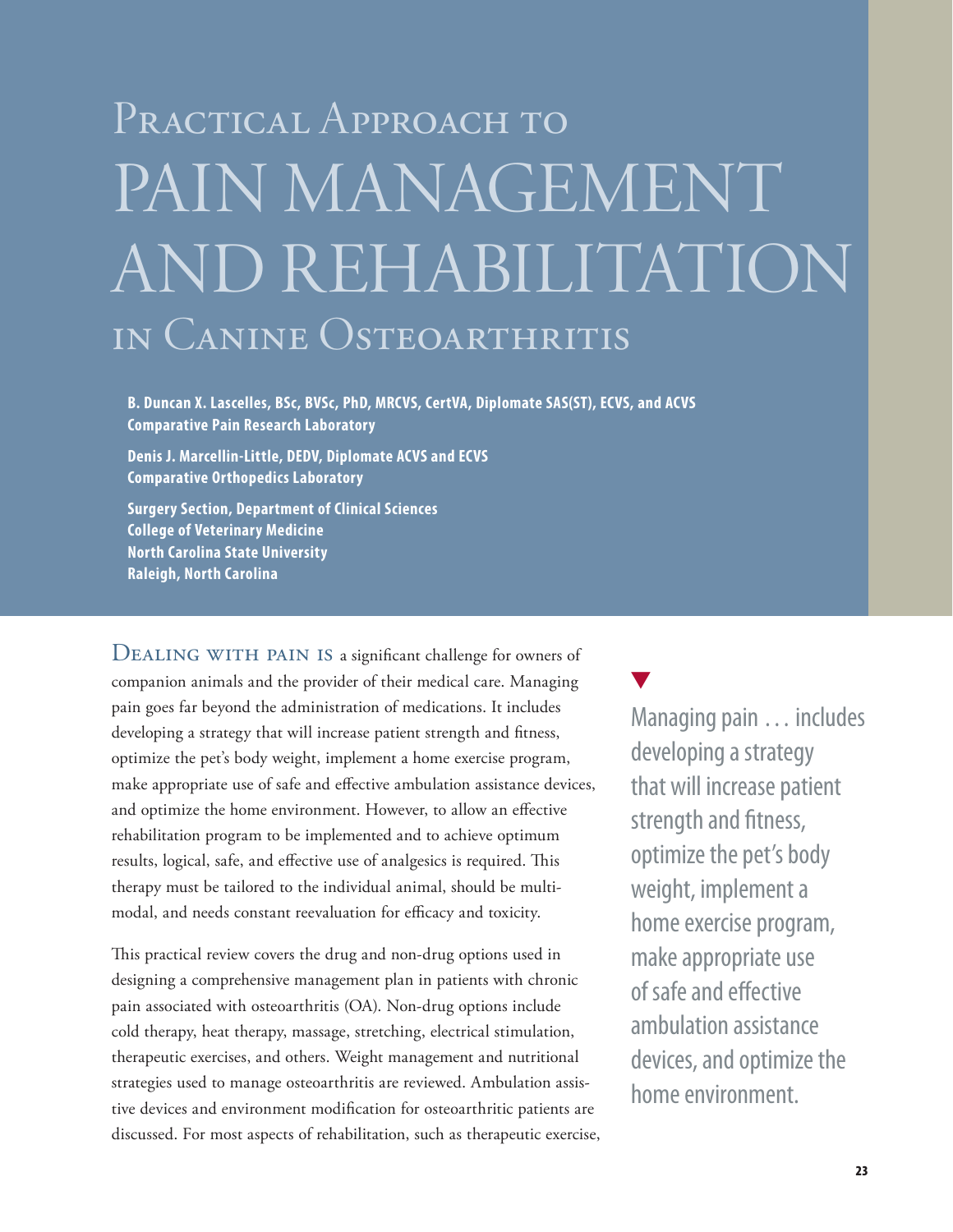# Practical Approach to Pain Management and Rehabilitation in Canine Osteoarthritis

**B. Duncan X. Lascelles, BSc, BVSc, PhD, MRCVS, CertVA, Diplomate SAS(ST), ECVS, and ACVS**
**Comparative Pain Research Laboratory**

**Denis J. Marcellin-Little, DEDV, Diplomate ACVS and ECVS**
**Comparative Orthopedics Laboratory**

**Surgery Section, Department of Clinical Sciences**
**College of Veterinary Medicine**
**North Carolina State University**
**Raleigh, North Carolina**

Dealing with pain is a significant challenge for owners of companion animals and the provider of their medical care. Managing pain goes far beyond the administration of medications. It includes developing a strategy that will increase patient strength and fitness, optimize the pet's body weight, implement a home exercise program, make appropriate use of safe and effective ambulation assistance devices, and optimize the home environment. However, to allow an effective rehabilitation program to be implemented and to achieve optimum results, logical, safe, and effective use of analgesics is required. This therapy must be tailored to the individual animal, should be multimodal, and needs constant reevaluation for efficacy and toxicity.

> Managing pain … includes developing a strategy that will increase patient strength and fitness, optimize the pet's body weight, implement a home exercise program, make appropriate use of safe and effective ambulation assistance devices, and optimize the home environment.

This practical review covers the drug and non-drug options used in designing a comprehensive management plan in patients with chronic pain associated with osteoarthritis (OA). Non-drug options include cold therapy, heat therapy, massage, stretching, electrical stimulation, therapeutic exercises, and others. Weight management and nutritional strategies used to manage osteoarthritis are reviewed. Ambulation assistive devices and environment modification for osteoarthritic patients are discussed. For most aspects of rehabilitation, such as therapeutic exercise,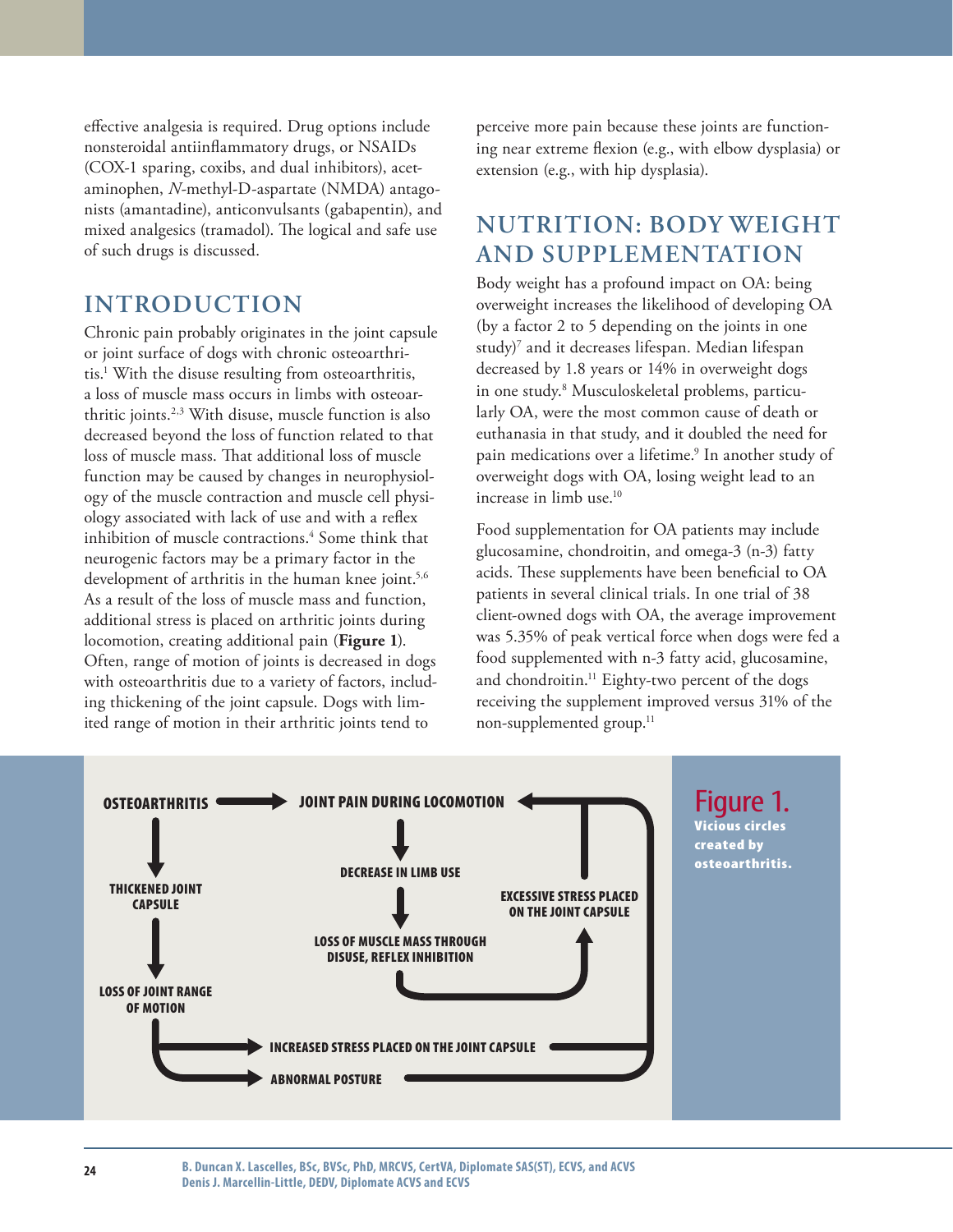effective analgesia is required. Drug options include nonsteroidal antiinflammatory drugs, or NSAIDs (COX-1 sparing, coxibs, and dual inhibitors), acetaminophen, *N*-methyl-D-aspartate (NMDA) antagonists (amantadine), anticonvulsants (gabapentin), and mixed analgesics (tramadol). The logical and safe use of such drugs is discussed.

## INTRODUCTION

Chronic pain probably originates in the joint capsule or joint surface of dogs with chronic osteoarthritis.[1] With the disuse resulting from osteoarthritis, a loss of muscle mass occurs in limbs with osteoarthritic joints.[2,3] With disuse, muscle function is also decreased beyond the loss of function related to that loss of muscle mass. That additional loss of muscle function may be caused by changes in neurophysiology of the muscle contraction and muscle cell physiology associated with lack of use and with a reflex inhibition of muscle contractions.[4] Some think that neurogenic factors may be a primary factor in the development of arthritis in the human knee joint.[5,6] As a result of the loss of muscle mass and function, additional stress is placed on arthritic joints during locomotion, creating additional pain (**Figure 1**). Often, range of motion of joints is decreased in dogs with osteoarthritis due to a variety of factors, including thickening of the joint capsule. Dogs with limited range of motion in their arthritic joints tend to perceive more pain because these joints are functioning near extreme flexion (e.g., with elbow dysplasia) or extension (e.g., with hip dysplasia).

## NUTRITION: BODY WEIGHT AND SUPPLEMENTATION

Body weight has a profound impact on OA: being overweight increases the likelihood of developing OA (by a factor 2 to 5 depending on the joints in one study)[7] and it decreases lifespan. Median lifespan decreased by 1.8 years or 14% in overweight dogs in one study.[8] Musculoskeletal problems, particularly OA, were the most common cause of death or euthanasia in that study, and it doubled the need for pain medications over a lifetime.[9] In another study of overweight dogs with OA, losing weight lead to an increase in limb use.[10]

Food supplementation for OA patients may include glucosamine, chondroitin, and omega-3 (n-3) fatty acids. These supplements have been beneficial to OA patients in several clinical trials. In one trial of 38 client-owned dogs with OA, the average improvement was 5.35% of peak vertical force when dogs were fed a food supplemented with n-3 fatty acid, glucosamine, and chondroitin.[11] Eighty-two percent of the dogs receiving the supplement improved versus 31% of the non-supplemented group.[11]

OSTEOARTHRITIS → JOINT PAIN DURING LOCOMOTION → DECREASE IN LIMB USE → LOSS OF MUSCLE MASS THROUGH DISUSE, REFLEX INHIBITION → EXCESSIVE STRESS PLACED ON THE JOINT CAPSULE → JOINT PAIN DURING LOCOMOTION

OSTEOARTHRITIS → THICKENED JOINT CAPSULE → LOSS OF JOINT RANGE OF MOTION → INCREASED STRESS PLACED ON THE JOINT CAPSULE / ABNORMAL POSTURE → JOINT PAIN DURING LOCOMOTION

**Figure 1.** Vicious circles created by osteoarthritis.

B. Duncan X. Lascelles, BSc, BVSc, PhD, MRCVS, CertVA, Diplomate SAS(ST), ECVS, and ACVS
Denis J. Marcellin-Little, DEDV, Diplomate ACVS and ECVS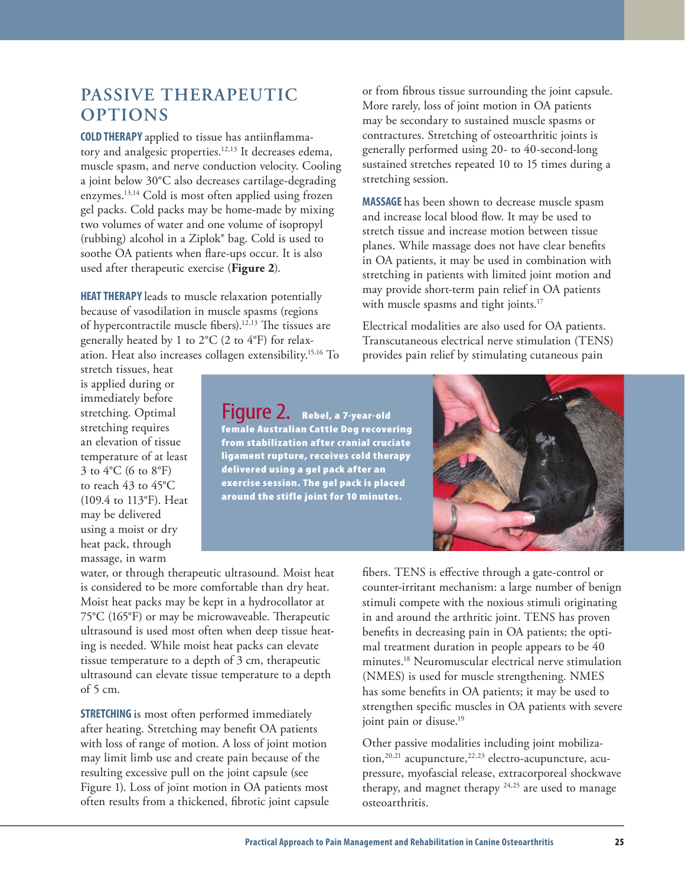## PASSIVE THERAPEUTIC OPTIONS

**COLD THERAPY** applied to tissue has antiinflammatory and analgesic properties.[12,13] It decreases edema, muscle spasm, and nerve conduction velocity. Cooling a joint below 30°C also decreases cartilage-degrading enzymes.[13,14] Cold is most often applied using frozen gel packs. Cold packs may be home-made by mixing two volumes of water and one volume of isopropyl (rubbing) alcohol in a Ziplok® bag. Cold is used to soothe OA patients when flare-ups occur. It is also used after therapeutic exercise (**Figure 2**).

**HEAT THERAPY** leads to muscle relaxation potentially because of vasodilation in muscle spasms (regions of hypercontractile muscle fibers).[12,13] The tissues are generally heated by 1 to 2°C (2 to 4°F) for relaxation. Heat also increases collagen extensibility.[15,16] To stretch tissues, heat is applied during or immediately before stretching. Optimal stretching requires an elevation of tissue temperature of at least 3 to 4°C (6 to 8°F) to reach 43 to 45°C (109.4 to 113°F). Heat may be delivered using a moist or dry heat pack, through massage, in warm water, or through therapeutic ultrasound. Moist heat is considered to be more comfortable than dry heat. Moist heat packs may be kept in a hydrocollator at 75°C (165°F) or may be microwaveable. Therapeutic ultrasound is used most often when deep tissue heating is needed. While moist heat packs can elevate tissue temperature to a depth of 3 cm, therapeutic ultrasound can elevate tissue temperature to a depth of 5 cm.

**STRETCHING** is most often performed immediately after heating. Stretching may benefit OA patients with loss of range of motion. A loss of joint motion may limit limb use and create pain because of the resulting excessive pull on the joint capsule (see Figure 1). Loss of joint motion in OA patients most often results from a thickened, fibrotic joint capsule or from fibrous tissue surrounding the joint capsule. More rarely, loss of joint motion in OA patients may be secondary to sustained muscle spasms or contractures. Stretching of osteoarthritic joints is generally performed using 20- to 40-second-long sustained stretches repeated 10 to 15 times during a stretching session.

**MASSAGE** has been shown to decrease muscle spasm and increase local blood flow. It may be used to stretch tissue and increase motion between tissue planes. While massage does not have clear benefits in OA patients, it may be used in combination with stretching in patients with limited joint motion and may provide short-term pain relief in OA patients with muscle spasms and tight joints.[17]

Electrical modalities are also used for OA patients. Transcutaneous electrical nerve stimulation (TENS) provides pain relief by stimulating cutaneous pain fibers. TENS is effective through a gate-control or counter-irritant mechanism: a large number of benign stimuli compete with the noxious stimuli originating in and around the arthritic joint. TENS has proven benefits in decreasing pain in OA patients; the optimal treatment duration in people appears to be 40 minutes.[18] Neuromuscular electrical nerve stimulation (NMES) is used for muscle strengthening. NMES has some benefits in OA patients; it may be used to strengthen specific muscles in OA patients with severe joint pain or disuse.[19]

Other passive modalities including joint mobilization,[20,21] acupuncture,[22,23] electro-acupuncture, acupressure, myofascial release, extracorporeal shockwave therapy, and magnet therapy [24,25] are used to manage osteoarthritis.

**Figure 2.** Rebel, a 7-year-old female Australian Cattle Dog recovering from stabilization after cranial cruciate ligament rupture, receives cold therapy delivered using a gel pack after an exercise session. The gel pack is placed around the stifle joint for 10 minutes.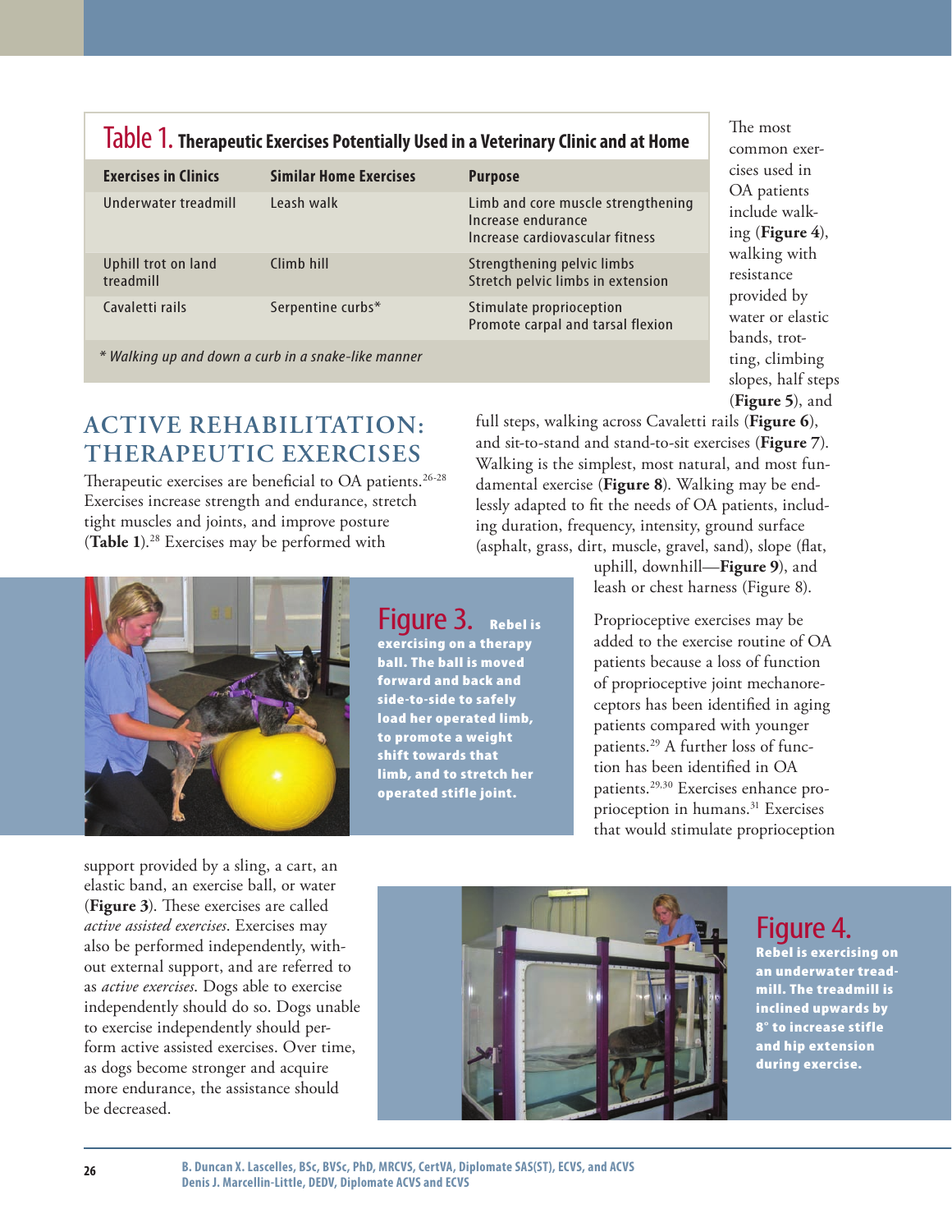**Table 1. Therapeutic Exercises Potentially Used in a Veterinary Clinic and at Home**

| Exercises in Clinics | Similar Home Exercises | Purpose |
| --- | --- | --- |
| Underwater treadmill | Leash walk | Limb and core muscle strengthening<br>Increase endurance<br>Increase cardiovascular fitness |
| Uphill trot on land treadmill | Climb hill | Strengthening pelvic limbs<br>Stretch pelvic limbs in extension |
| Cavaletti rails | Serpentine curbs* | Stimulate proprioception<br>Promote carpal and tarsal flexion |

*\* Walking up and down a curb in a snake-like manner*

## ACTIVE REHABILITATION: THERAPEUTIC EXERCISES

Therapeutic exercises are beneficial to OA patients.[26-28] Exercises increase strength and endurance, stretch tight muscles and joints, and improve posture (**Table 1**).[28] Exercises may be performed with support provided by a sling, a cart, an elastic band, an exercise ball, or water (**Figure 3**). These exercises are called *active assisted exercises*. Exercises may also be performed independently, without external support, and are referred to as *active exercises*. Dogs able to exercise independently should do so. Dogs unable to exercise independently should perform active assisted exercises. Over time, as dogs become stronger and acquire more endurance, the assistance should be decreased.

**Figure 3.** Rebel is exercising on a therapy ball. The ball is moved forward and back and side-to-side to safely load her operated limb, to promote a weight shift towards that limb, and to stretch her operated stifle joint.

The most common exercises used in OA patients include walking (**Figure 4**), walking with resistance provided by water or elastic bands, trotting, climbing slopes, half steps (**Figure 5**), and full steps, walking across Cavaletti rails (**Figure 6**), and sit-to-stand and stand-to-sit exercises (**Figure 7**). Walking is the simplest, most natural, and most fundamental exercise (**Figure 8**). Walking may be endlessly adapted to fit the needs of OA patients, including duration, frequency, intensity, ground surface (asphalt, grass, dirt, muscle, gravel, sand), slope (flat, uphill, downhill—**Figure 9**), and leash or chest harness (Figure 8).

Proprioceptive exercises may be added to the exercise routine of OA patients because a loss of function of proprioceptive joint mechanoreceptors has been identified in aging patients compared with younger patients.[29] A further loss of function has been identified in OA patients.[29,30] Exercises enhance proprioception in humans.[31] Exercises that would stimulate proprioception

**Figure 4.** Rebel is exercising on an underwater treadmill. The treadmill is inclined upwards by 8° to increase stifle and hip extension during exercise.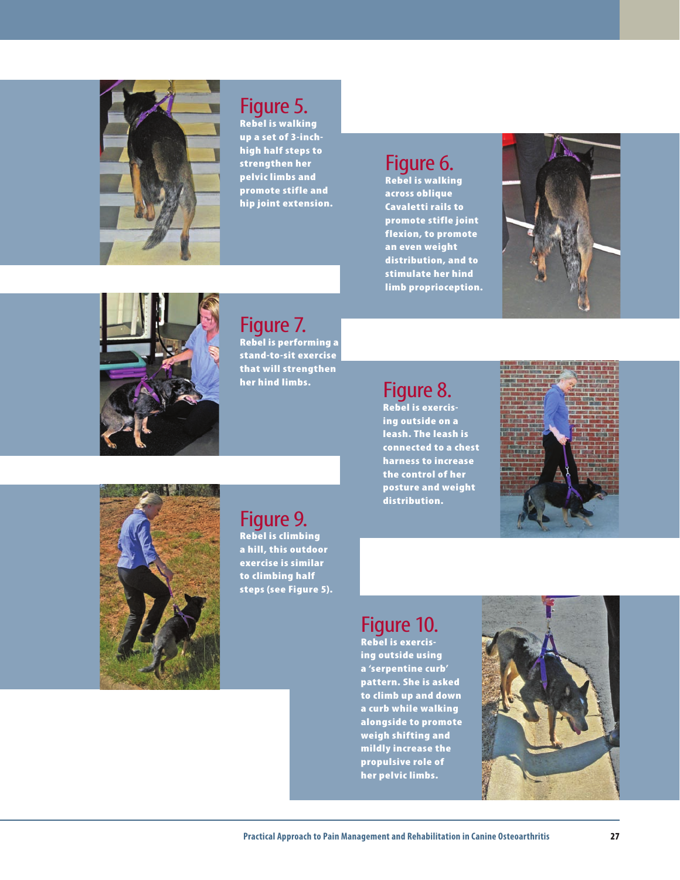**Figure 5.** Rebel is walking up a set of 3-inch-high half steps to strengthen her pelvic limbs and promote stifle and hip joint extension.

**Figure 6.** Rebel is walking across oblique Cavaletti rails to promote stifle joint flexion, to promote an even weight distribution, and to stimulate her hind limb proprioception.

**Figure 7.** Rebel is performing a stand-to-sit exercise that will strengthen her hind limbs.

**Figure 8.** Rebel is exercising outside on a leash. The leash is connected to a chest harness to increase the control of her posture and weight distribution.

**Figure 9.** Rebel is climbing a hill, this outdoor exercise is similar to climbing half steps (see Figure 5).

**Figure 10.** Rebel is exercising outside using a 'serpentine curb' pattern. She is asked to climb up and down a curb while walking alongside to promote weigh shifting and mildly increase the propulsive role of her pelvic limbs.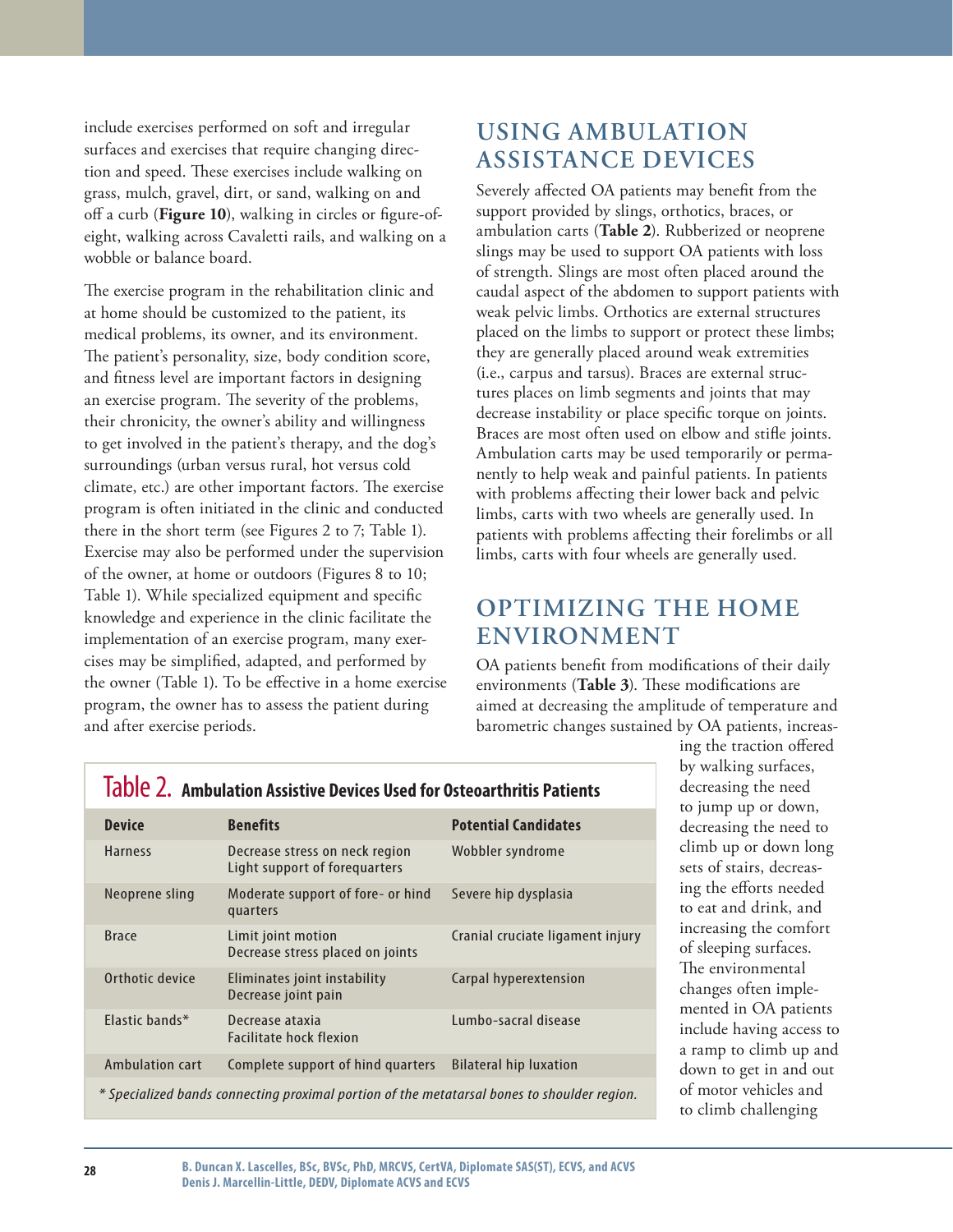include exercises performed on soft and irregular surfaces and exercises that require changing direction and speed. These exercises include walking on grass, mulch, gravel, dirt, or sand, walking on and off a curb (**Figure 10**), walking in circles or figure-of-eight, walking across Cavaletti rails, and walking on a wobble or balance board.

The exercise program in the rehabilitation clinic and at home should be customized to the patient, its medical problems, its owner, and its environment. The patient's personality, size, body condition score, and fitness level are important factors in designing an exercise program. The severity of the problems, their chronicity, the owner's ability and willingness to get involved in the patient's therapy, and the dog's surroundings (urban versus rural, hot versus cold climate, etc.) are other important factors. The exercise program is often initiated in the clinic and conducted there in the short term (see Figures 2 to 7; Table 1). Exercise may also be performed under the supervision of the owner, at home or outdoors (Figures 8 to 10; Table 1). While specialized equipment and specific knowledge and experience in the clinic facilitate the implementation of an exercise program, many exercises may be simplified, adapted, and performed by the owner (Table 1). To be effective in a home exercise program, the owner has to assess the patient during and after exercise periods.

## USING AMBULATION ASSISTANCE DEVICES

Severely affected OA patients may benefit from the support provided by slings, orthotics, braces, or ambulation carts (**Table 2**). Rubberized or neoprene slings may be used to support OA patients with loss of strength. Slings are most often placed around the caudal aspect of the abdomen to support patients with weak pelvic limbs. Orthotics are external structures placed on the limbs to support or protect these limbs; they are generally placed around weak extremities (i.e., carpus and tarsus). Braces are external structures places on limb segments and joints that may decrease instability or place specific torque on joints. Braces are most often used on elbow and stifle joints. Ambulation carts may be used temporarily or permanently to help weak and painful patients. In patients with problems affecting their lower back and pelvic limbs, carts with two wheels are generally used. In patients with problems affecting their forelimbs or all limbs, carts with four wheels are generally used.

## OPTIMIZING THE HOME ENVIRONMENT

OA patients benefit from modifications of their daily environments (**Table 3**). These modifications are aimed at decreasing the amplitude of temperature and barometric changes sustained by OA patients, increasing the traction offered by walking surfaces, decreasing the need to jump up or down, decreasing the need to climb up or down long sets of stairs, decreasing the efforts needed to eat and drink, and increasing the comfort of sleeping surfaces. The environmental changes often implemented in OA patients include having access to a ramp to climb up and down to get in and out of motor vehicles and to climb challenging

**Table 2. Ambulation Assistive Devices Used for Osteoarthritis Patients**

| Device | Benefits | Potential Candidates |
|---|---|---|
| Harness | Decrease stress on neck region<br>Light support of forequarters | Wobbler syndrome |
| Neoprene sling | Moderate support of fore- or hind quarters | Severe hip dysplasia |
| Brace | Limit joint motion<br>Decrease stress placed on joints | Cranial cruciate ligament injury |
| Orthotic device | Eliminates joint instability<br>Decrease joint pain | Carpal hyperextension |
| Elastic bands* | Decrease ataxia<br>Facilitate hock flexion | Lumbo-sacral disease |
| Ambulation cart | Complete support of hind quarters | Bilateral hip luxation |

*\* Specialized bands connecting proximal portion of the metatarsal bones to shoulder region.*

B. Duncan X. Lascelles, BSc, BVSc, PhD, MRCVS, CertVA, Diplomate SAS(ST), ECVS, and ACVS
Denis J. Marcellin-Little, DEDV, Diplomate ACVS and ECVS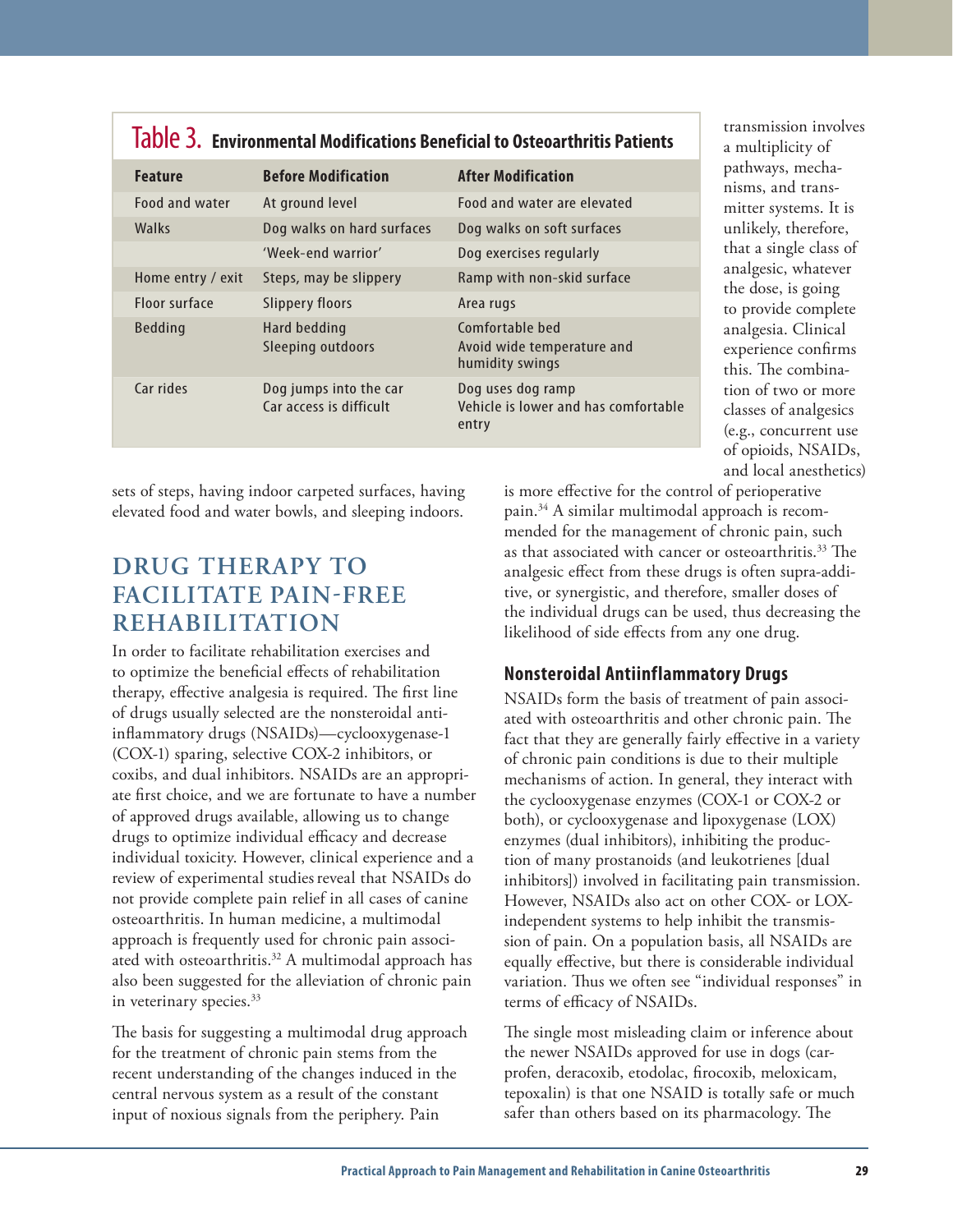**Table 3. Environmental Modifications Beneficial to Osteoarthritis Patients**

| Feature | Before Modification | After Modification |
|---|---|---|
| Food and water | At ground level | Food and water are elevated |
| Walks | Dog walks on hard surfaces | Dog walks on soft surfaces |
| | 'Week-end warrior' | Dog exercises regularly |
| Home entry / exit | Steps, may be slippery | Ramp with non-skid surface |
| Floor surface | Slippery floors | Area rugs |
| Bedding | Hard bedding<br>Sleeping outdoors | Comfortable bed<br>Avoid wide temperature and humidity swings |
| Car rides | Dog jumps into the car<br>Car access is difficult | Dog uses dog ramp<br>Vehicle is lower and has comfortable entry |

sets of steps, having indoor carpeted surfaces, having elevated food and water bowls, and sleeping indoors.

## DRUG THERAPY TO FACILITATE PAIN-FREE REHABILITATION

In order to facilitate rehabilitation exercises and to optimize the beneficial effects of rehabilitation therapy, effective analgesia is required. The first line of drugs usually selected are the nonsteroidal anti-inflammatory drugs (NSAIDs)—cyclooxygenase-1 (COX-1) sparing, selective COX-2 inhibitors, or coxibs, and dual inhibitors. NSAIDs are an appropriate first choice, and we are fortunate to have a number of approved drugs available, allowing us to change drugs to optimize individual efficacy and decrease individual toxicity. However, clinical experience and a review of experimental studies reveal that NSAIDs do not provide complete pain relief in all cases of canine osteoarthritis. In human medicine, a multimodal approach is frequently used for chronic pain associated with osteoarthritis.[32] A multimodal approach has also been suggested for the alleviation of chronic pain in veterinary species.[33]

The basis for suggesting a multimodal drug approach for the treatment of chronic pain stems from the recent understanding of the changes induced in the central nervous system as a result of the constant input of noxious signals from the periphery. Pain transmission involves a multiplicity of pathways, mechanisms, and transmitter systems. It is unlikely, therefore, that a single class of analgesic, whatever the dose, is going to provide complete analgesia. Clinical experience confirms this. The combination of two or more classes of analgesics (e.g., concurrent use of opioids, NSAIDs, and local anesthetics) is more effective for the control of perioperative pain.[34] A similar multimodal approach is recommended for the management of chronic pain, such as that associated with cancer or osteoarthritis.[33] The analgesic effect from these drugs is often supra-additive, or synergistic, and therefore, smaller doses of the individual drugs can be used, thus decreasing the likelihood of side effects from any one drug.

### Nonsteroidal Antiinflammatory Drugs

NSAIDs form the basis of treatment of pain associated with osteoarthritis and other chronic pain. The fact that they are generally fairly effective in a variety of chronic pain conditions is due to their multiple mechanisms of action. In general, they interact with the cyclooxygenase enzymes (COX-1 or COX-2 or both), or cyclooxygenase and lipoxygenase (LOX) enzymes (dual inhibitors), inhibiting the production of many prostanoids (and leukotrienes [dual inhibitors]) involved in facilitating pain transmission. However, NSAIDs also act on other COX- or LOX-independent systems to help inhibit the transmission of pain. On a population basis, all NSAIDs are equally effective, but there is considerable individual variation. Thus we often see "individual responses" in terms of efficacy of NSAIDs.

The single most misleading claim or inference about the newer NSAIDs approved for use in dogs (carprofen, deracoxib, etodolac, firocoxib, meloxicam, tepoxalin) is that one NSAID is totally safe or much safer than others based on its pharmacology. The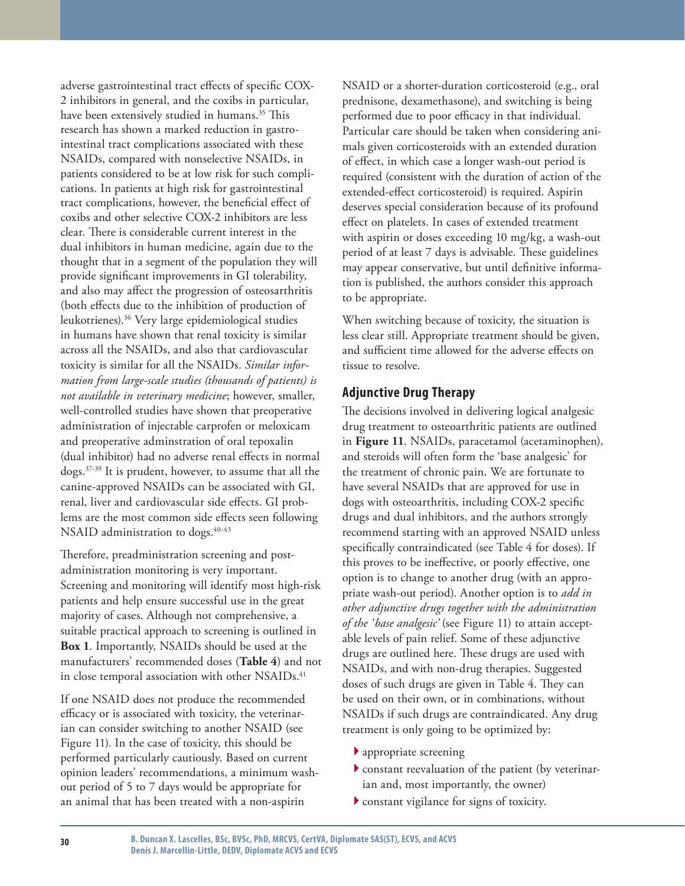adverse gastrointestinal tract effects of specific COX-2 inhibitors in general, and the coxibs in particular, have been extensively studied in humans.[35] This research has shown a marked reduction in gastrointestinal tract complications associated with these NSAIDs, compared with nonselective NSAIDs, in patients considered to be at low risk for such complications. In patients at high risk for gastrointestinal tract complications, however, the beneficial effect of coxibs and other selective COX-2 inhibitors are less clear. There is considerable current interest in the dual inhibitors in human medicine, again due to the thought that in a segment of the population they will provide significant improvements in GI tolerability, and also may affect the progression of osteosarthritis (both effects due to the inhibition of production of leukotrienes).[36] Very large epidemiological studies in humans have shown that renal toxicity is similar across all the NSAIDs, and also that cardiovascular toxicity is similar for all the NSAIDs. *Similar information from large-scale studies (thousands of patients) is not available in veterinary medicine*; however, smaller, well-controlled studies have shown that preoperative administration of injectable carprofen or meloxicam and preoperative adminstration of oral tepoxalin (dual inhibitor) had no adverse renal effects in normal dogs.[37-39] It is prudent, however, to assume that all the canine-approved NSAIDs can be associated with GI, renal, liver and cardiovascular side effects. GI problems are the most common side effects seen following NSAID administration to dogs.[40-43]

Therefore, preadministration screening and post-administration monitoring is very important. Screening and monitoring will identify most high-risk patients and help ensure successful use in the great majority of cases. Although not comprehensive, a suitable practical approach to screening is outlined in **Box 1**. Importantly, NSAIDs should be used at the manufacturers' recommended doses (**Table 4**) and not in close temporal association with other NSAIDs.[41]

If one NSAID does not produce the recommended efficacy or is associated with toxicity, the veterinarian can consider switching to another NSAID (see Figure 11). In the case of toxicity, this should be performed particularly cautiously. Based on current opinion leaders' recommendations, a minimum wash-out period of 5 to 7 days would be appropriate for an animal that has been treated with a non-aspirin NSAID or a shorter-duration corticosteroid (e.g., oral prednisone, dexamethasone), and switching is being performed due to poor efficacy in that individual. Particular care should be taken when considering animals given corticosteroids with an extended duration of effect, in which case a longer wash-out period is required (consistent with the duration of action of the extended-effect corticosteroid) is required. Aspirin deserves special consideration because of its profound effect on platelets. In cases of extended treatment with aspirin or doses exceeding 10 mg/kg, a wash-out period of at least 7 days is advisable. These guidelines may appear conservative, but until definitive information is published, the authors consider this approach to be appropriate.

When switching because of toxicity, the situation is less clear still. Appropriate treatment should be given, and sufficient time allowed for the adverse effects on tissue to resolve.

## Adjunctive Drug Therapy

The decisions involved in delivering logical analgesic drug treatment to osteoarthritic patients are outlined in **Figure 11**. NSAIDs, paracetamol (acetaminophen), and steroids will often form the 'base analgesic' for the treatment of chronic pain. We are fortunate to have several NSAIDs that are approved for use in dogs with osteoarthritis, including COX-2 specific drugs and dual inhibitors, and the authors strongly recommend starting with an approved NSAID unless specifically contraindicated (see Table 4 for doses). If this proves to be ineffective, or poorly effective, one option is to change to another drug (with an appropriate wash-out period). Another option is to *add in other adjunctive drugs together with the administration of the 'base analgesic'* (see Figure 11) to attain acceptable levels of pain relief. Some of these adjunctive drugs are outlined here. These drugs are used with NSAIDs, and with non-drug therapies. Suggested doses of such drugs are given in Table 4. They can be used on their own, or in combinations, without NSAIDs if such drugs are contraindicated. Any drug treatment is only going to be optimized by:

- appropriate screening
- constant reevaluation of the patient (by veterinarian and, most importantly, the owner)
- constant vigilance for signs of toxicity.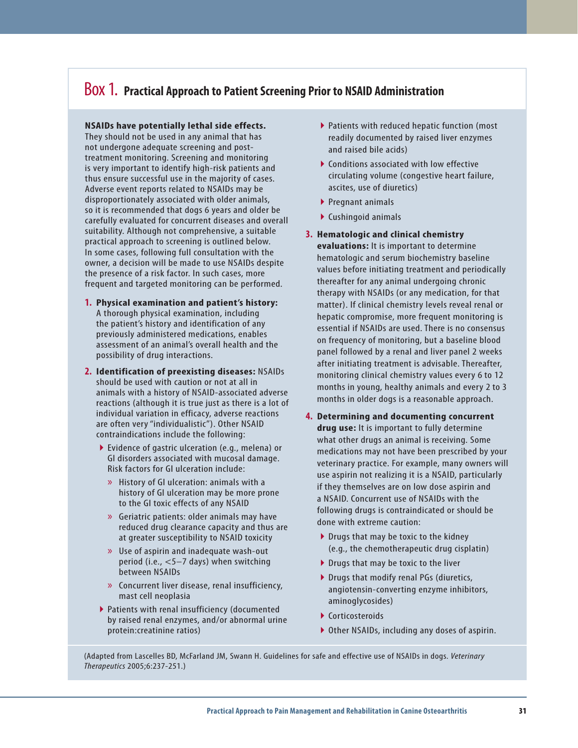## Box 1. Practical Approach to Patient Screening Prior to NSAID Administration

**NSAIDs have potentially lethal side effects.** They should not be used in any animal that has not undergone adequate screening and post-treatment monitoring. Screening and monitoring is very important to identify high-risk patients and thus ensure successful use in the majority of cases. Adverse event reports related to NSAIDs may be disproportionately associated with older animals, so it is recommended that dogs 6 years and older be carefully evaluated for concurrent diseases and overall suitability. Although not comprehensive, a suitable practical approach to screening is outlined below. In some cases, following full consultation with the owner, a decision will be made to use NSAIDs despite the presence of a risk factor. In such cases, more frequent and targeted monitoring can be performed.

1. **Physical examination and patient's history:** A thorough physical examination, including the patient's history and identification of any previously administered medications, enables assessment of an animal's overall health and the possibility of drug interactions.

2. **Identification of preexisting diseases:** NSAIDs should be used with caution or not at all in animals with a history of NSAID-associated adverse reactions (although it is true just as there is a lot of individual variation in efficacy, adverse reactions are often very "individualistic"). Other NSAID contraindications include the following:
   - Evidence of gastric ulceration (e.g., melena) or GI disorders associated with mucosal damage. Risk factors for GI ulceration include:
     - History of GI ulceration: animals with a history of GI ulceration may be more prone to the GI toxic effects of any NSAID
     - Geriatric patients: older animals may have reduced drug clearance capacity and thus are at greater susceptibility to NSAID toxicity
     - Use of aspirin and inadequate wash-out period (i.e., <5–7 days) when switching between NSAIDs
     - Concurrent liver disease, renal insufficiency, mast cell neoplasia
   - Patients with renal insufficiency (documented by raised renal enzymes, and/or abnormal urine protein:creatinine ratios)
   - Patients with reduced hepatic function (most readily documented by raised liver enzymes and raised bile acids)
   - Conditions associated with low effective circulating volume (congestive heart failure, ascites, use of diuretics)
   - Pregnant animals
   - Cushingoid animals

3. **Hematologic and clinical chemistry evaluations:** It is important to determine hematologic and serum biochemistry baseline values before initiating treatment and periodically thereafter for any animal undergoing chronic therapy with NSAIDs (or any medication, for that matter). If clinical chemistry levels reveal renal or hepatic compromise, more frequent monitoring is essential if NSAIDs are used. There is no consensus on frequency of monitoring, but a baseline blood panel followed by a renal and liver panel 2 weeks after initiating treatment is advisable. Thereafter, monitoring clinical chemistry values every 6 to 12 months in young, healthy animals and every 2 to 3 months in older dogs is a reasonable approach.

4. **Determining and documenting concurrent drug use:** It is important to fully determine what other drugs an animal is receiving. Some medications may not have been prescribed by your veterinary practice. For example, many owners will use aspirin not realizing it is a NSAID, particularly if they themselves are on low dose aspirin and a NSAID. Concurrent use of NSAIDs with the following drugs is contraindicated or should be done with extreme caution:
   - Drugs that may be toxic to the kidney (e.g., the chemotherapeutic drug cisplatin)
   - Drugs that may be toxic to the liver
   - Drugs that modify renal PGs (diuretics, angiotensin-converting enzyme inhibitors, aminoglycosides)
   - Corticosteroids
   - Other NSAIDs, including any doses of aspirin.

(Adapted from Lascelles BD, McFarland JM, Swann H. Guidelines for safe and effective use of NSAIDs in dogs. *Veterinary Therapeutics* 2005;6:237-251.)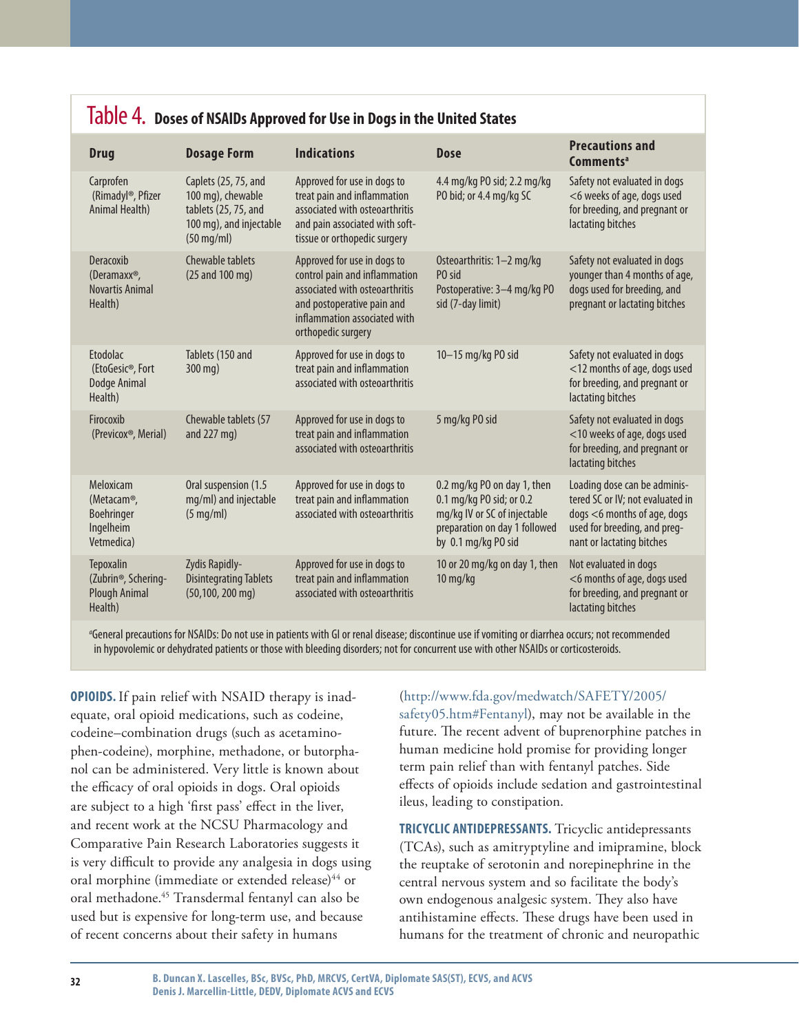## Table 4. Doses of NSAIDs Approved for Use in Dogs in the United States

| Drug | Dosage Form | Indications | Dose | Precautions and Comments[a] |
|---|---|---|---|---|
| Carprofen (Rimadyl®, Pfizer Animal Health) | Caplets (25, 75, and 100 mg), chewable tablets (25, 75, and 100 mg), and injectable (50 mg/ml) | Approved for use in dogs to treat pain and inflammation associated with osteoarthritis and pain associated with soft-tissue or orthopedic surgery | 4.4 mg/kg PO sid; 2.2 mg/kg PO bid; or 4.4 mg/kg SC | Safety not evaluated in dogs <6 weeks of age, dogs used for breeding, and pregnant or lactating bitches |
| Deracoxib (Deramaxx®, Novartis Animal Health) | Chewable tablets (25 and 100 mg) | Approved for use in dogs to control pain and inflammation associated with osteoarthritis and postoperative pain and inflammation associated with orthopedic surgery | Osteoarthritis: 1–2 mg/kg PO sid<br>Postoperative: 3–4 mg/kg PO sid (7-day limit) | Safety not evaluated in dogs younger than 4 months of age, dogs used for breeding, and pregnant or lactating bitches |
| Etodolac (EtoGesic®, Fort Dodge Animal Health) | Tablets (150 and 300 mg) | Approved for use in dogs to treat pain and inflammation associated with osteoarthritis | 10–15 mg/kg PO sid | Safety not evaluated in dogs <12 months of age, dogs used for breeding, and pregnant or lactating bitches |
| Firocoxib (Previcox®, Merial) | Chewable tablets (57 and 227 mg) | Approved for use in dogs to treat pain and inflammation associated with osteoarthritis | 5 mg/kg PO sid | Safety not evaluated in dogs <10 weeks of age, dogs used for breeding, and pregnant or lactating bitches |
| Meloxicam (Metacam®, Boehringer Ingelheim Vetmedica) | Oral suspension (1.5 mg/ml) and injectable (5 mg/ml) | Approved for use in dogs to treat pain and inflammation associated with osteoarthritis | 0.2 mg/kg PO on day 1, then 0.1 mg/kg PO sid; or 0.2 mg/kg IV or SC of injectable preparation on day 1 followed by 0.1 mg/kg PO sid | Loading dose can be administered SC or IV; not evaluated in dogs <6 months of age, dogs used for breeding, and pregnant or lactating bitches |
| Tepoxalin (Zubrin®, Schering-Plough Animal Health) | Zydis Rapidly-Disintegrating Tablets (50,100, 200 mg) | Approved for use in dogs to treat pain and inflammation associated with osteoarthritis | 10 or 20 mg/kg on day 1, then 10 mg/kg | Not evaluated in dogs <6 months of age, dogs used for breeding, and pregnant or lactating bitches |

[a]General precautions for NSAIDs: Do not use in patients with GI or renal disease; discontinue use if vomiting or diarrhea occurs; not recommended in hypovolemic or dehydrated patients or those with bleeding disorders; not for concurrent use with other NSAIDs or corticosteroids.

**OPIOIDS.** If pain relief with NSAID therapy is inadequate, oral opioid medications, such as codeine, codeine–combination drugs (such as acetaminophen-codeine), morphine, methadone, or butorphanol can be administered. Very little is known about the efficacy of oral opioids in dogs. Oral opioids are subject to a high 'first pass' effect in the liver, and recent work at the NCSU Pharmacology and Comparative Pain Research Laboratories suggests it is very difficult to provide any analgesia in dogs using oral morphine (immediate or extended release)[44] or oral methadone.[45] Transdermal fentanyl can also be used but is expensive for long-term use, and because of recent concerns about their safety in humans (http://www.fda.gov/medwatch/SAFETY/2005/safety05.htm#Fentanyl), may not be available in the future. The recent advent of buprenorphine patches in human medicine hold promise for providing longer term pain relief than with fentanyl patches. Side effects of opioids include sedation and gastrointestinal ileus, leading to constipation.

**TRICYCLIC ANTIDEPRESSANTS.** Tricyclic antidepressants (TCAs), such as amitryptyline and imipramine, block the reuptake of serotonin and norepinephrine in the central nervous system and so facilitate the body's own endogenous analgesic system. They also have antihistamine effects. These drugs have been used in humans for the treatment of chronic and neuropathic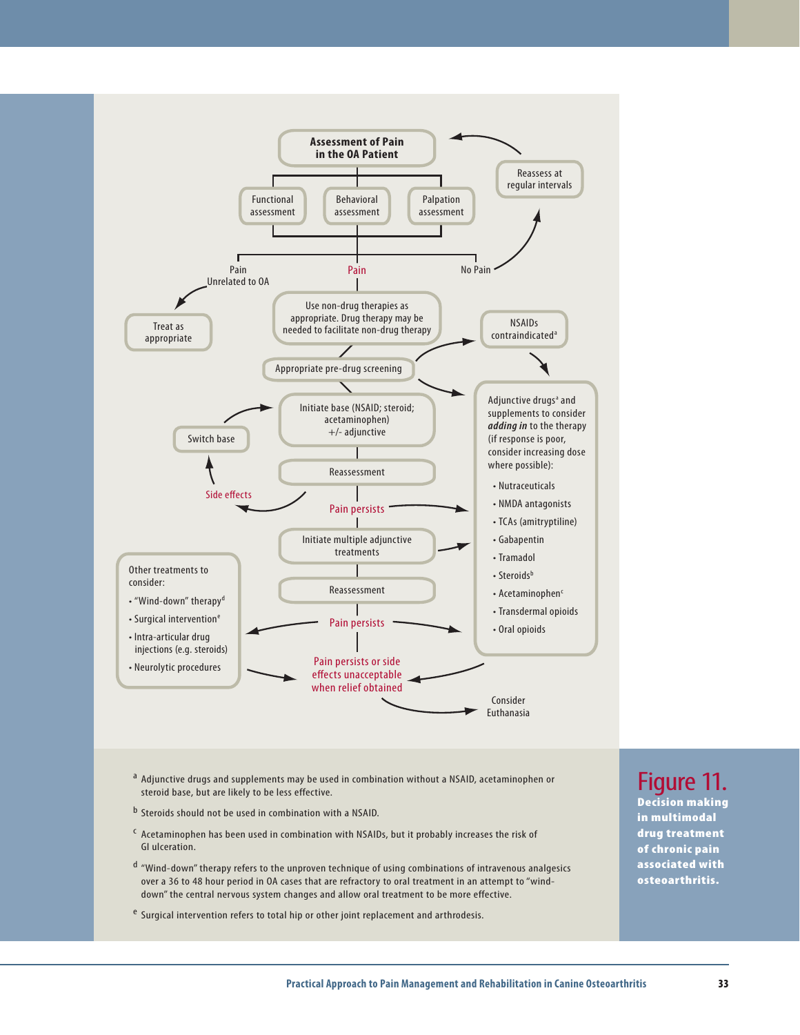Assessment of Pain in the OA Patient

- Functional assessment
- Behavioral assessment
- Palpation assessment

Reassess at regular intervals

Pain Unrelated to OA → Treat as appropriate

Pain

No Pain → Reassess at regular intervals

Use non-drug therapies as appropriate. Drug therapy may be needed to facilitate non-drug therapy

Appropriate pre-drug screening

NSAIDs contraindicated[a]

Initiate base (NSAID; steroid; acetaminophen) +/- adjunctive

Switch base

Reassessment

Side effects

Pain persists

Initiate multiple adjunctive treatments

Reassessment

Pain persists

Adjunctive drugs[a] and supplements to consider ***adding in*** to the therapy (if response is poor, consider increasing dose where possible):

- Nutraceuticals
- NMDA antagonists
- TCAs (amitryptiline)
- Gabapentin
- Tramadol
- Steroids[b]
- Acetaminophen[c]
- Transdermal opioids
- Oral opioids

Other treatments to consider:

- "Wind-down" therapy[d]
- Surgical intervention[e]
- Intra-articular drug injections (e.g. steroids)
- Neurolytic procedures

Pain persists or side effects unacceptable when relief obtained

Consider Euthanasia

[a] Adjunctive drugs and supplements may be used in combination without a NSAID, acetaminophen or steroid base, but are likely to be less effective.

[b] Steroids should not be used in combination with a NSAID.

[c] Acetaminophen has been used in combination with NSAIDs, but it probably increases the risk of GI ulceration.

[d] "Wind-down" therapy refers to the unproven technique of using combinations of intravenous analgesics over a 36 to 48 hour period in OA cases that are refractory to oral treatment in an attempt to "wind-down" the central nervous system changes and allow oral treatment to be more effective.

[e] Surgical intervention refers to total hip or other joint replacement and arthrodesis.

**Figure 11.** **Decision making in multimodal drug treatment of chronic pain associated with osteoarthritis.**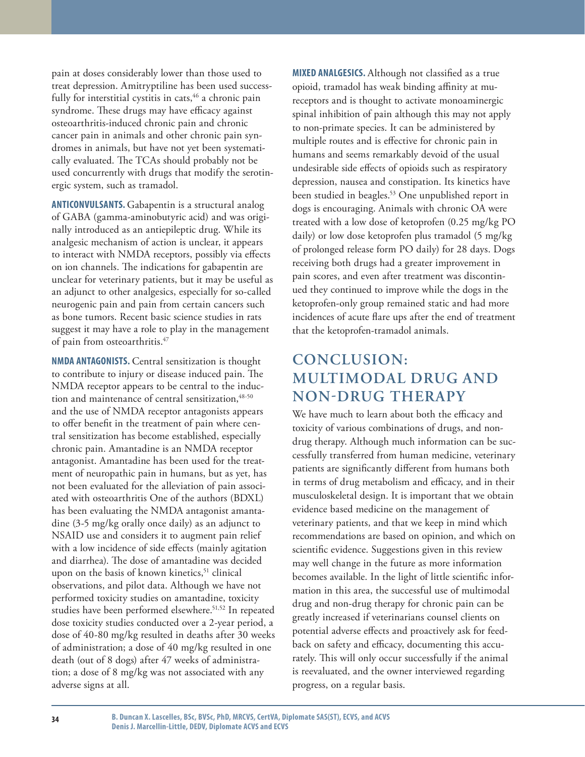pain at doses considerably lower than those used to treat depression. Amitryptiline has been used successfully for interstitial cystitis in cats,[46] a chronic pain syndrome. These drugs may have efficacy against osteoarthritis-induced chronic pain and chronic cancer pain in animals and other chronic pain syndromes in animals, but have not yet been systematically evaluated. The TCAs should probably not be used concurrently with drugs that modify the serotinergic system, such as tramadol.

**ANTICONVULSANTS.** Gabapentin is a structural analog of GABA (gamma-aminobutyric acid) and was originally introduced as an antiepileptic drug. While its analgesic mechanism of action is unclear, it appears to interact with NMDA receptors, possibly via effects on ion channels. The indications for gabapentin are unclear for veterinary patients, but it may be useful as an adjunct to other analgesics, especially for so-called neurogenic pain and pain from certain cancers such as bone tumors. Recent basic science studies in rats suggest it may have a role to play in the management of pain from osteoarthritis.[47]

**NMDA ANTAGONISTS.** Central sensitization is thought to contribute to injury or disease induced pain. The NMDA receptor appears to be central to the induction and maintenance of central sensitization,[48-50] and the use of NMDA receptor antagonists appears to offer benefit in the treatment of pain where central sensitization has become established, especially chronic pain. Amantadine is an NMDA receptor antagonist. Amantadine has been used for the treatment of neuropathic pain in humans, but as yet, has not been evaluated for the alleviation of pain associated with osteoarthritis One of the authors (BDXL) has been evaluating the NMDA antagonist amantadine (3-5 mg/kg orally once daily) as an adjunct to NSAID use and considers it to augment pain relief with a low incidence of side effects (mainly agitation and diarrhea). The dose of amantadine was decided upon on the basis of known kinetics,[51] clinical observations, and pilot data. Although we have not performed toxicity studies on amantadine, toxicity studies have been performed elsewhere.[51,52] In repeated dose toxicity studies conducted over a 2-year period, a dose of 40-80 mg/kg resulted in deaths after 30 weeks of administration; a dose of 40 mg/kg resulted in one death (out of 8 dogs) after 47 weeks of administration; a dose of 8 mg/kg was not associated with any adverse signs at all.

**MIXED ANALGESICS.** Although not classified as a true opioid, tramadol has weak binding affinity at mu-receptors and is thought to activate monoaminergic spinal inhibition of pain although this may not apply to non-primate species. It can be administered by multiple routes and is effective for chronic pain in humans and seems remarkably devoid of the usual undesirable side effects of opioids such as respiratory depression, nausea and constipation. Its kinetics have been studied in beagles.[53] One unpublished report in dogs is encouraging. Animals with chronic OA were treated with a low dose of ketoprofen (0.25 mg/kg PO daily) or low dose ketoprofen plus tramadol (5 mg/kg of prolonged release form PO daily) for 28 days. Dogs receiving both drugs had a greater improvement in pain scores, and even after treatment was discontinued they continued to improve while the dogs in the ketoprofen-only group remained static and had more incidences of acute flare ups after the end of treatment that the ketoprofen-tramadol animals.

## CONCLUSION: MULTIMODAL DRUG AND NON-DRUG THERAPY

We have much to learn about both the efficacy and toxicity of various combinations of drugs, and non-drug therapy. Although much information can be successfully transferred from human medicine, veterinary patients are significantly different from humans both in terms of drug metabolism and efficacy, and in their musculoskeletal design. It is important that we obtain evidence based medicine on the management of veterinary patients, and that we keep in mind which recommendations are based on opinion, and which on scientific evidence. Suggestions given in this review may well change in the future as more information becomes available. In the light of little scientific information in this area, the successful use of multimodal drug and non-drug therapy for chronic pain can be greatly increased if veterinarians counsel clients on potential adverse effects and proactively ask for feedback on safety and efficacy, documenting this accurately. This will only occur successfully if the animal is reevaluated, and the owner interviewed regarding progress, on a regular basis.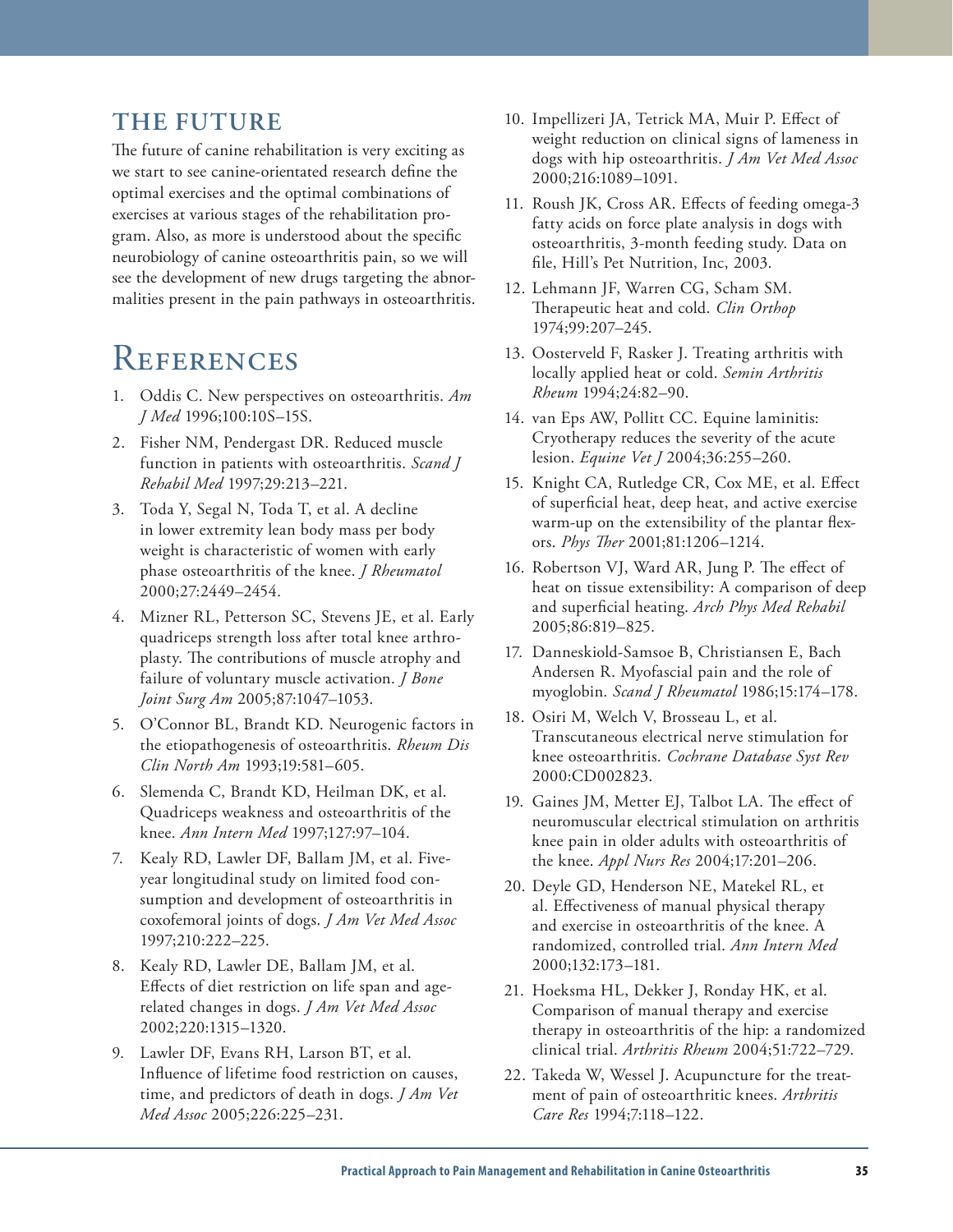## THE FUTURE

The future of canine rehabilitation is very exciting as we start to see canine-orientated research define the optimal exercises and the optimal combinations of exercises at various stages of the rehabilitation program. Also, as more is understood about the specific neurobiology of canine osteoarthritis pain, so we will see the development of new drugs targeting the abnormalities present in the pain pathways in osteoarthritis.

## References

1. Oddis C. New perspectives on osteoarthritis. *Am J Med* 1996;100:10S–15S.
2. Fisher NM, Pendergast DR. Reduced muscle function in patients with osteoarthritis. *Scand J Rehabil Med* 1997;29:213–221.
3. Toda Y, Segal N, Toda T, et al. A decline in lower extremity lean body mass per body weight is characteristic of women with early phase osteoarthritis of the knee. *J Rheumatol* 2000;27:2449–2454.
4. Mizner RL, Petterson SC, Stevens JE, et al. Early quadriceps strength loss after total knee arthroplasty. The contributions of muscle atrophy and failure of voluntary muscle activation. *J Bone Joint Surg Am* 2005;87:1047–1053.
5. O'Connor BL, Brandt KD. Neurogenic factors in the etiopathogenesis of osteoarthritis. *Rheum Dis Clin North Am* 1993;19:581–605.
6. Slemenda C, Brandt KD, Heilman DK, et al. Quadriceps weakness and osteoarthritis of the knee. *Ann Intern Med* 1997;127:97–104.
7. Kealy RD, Lawler DF, Ballam JM, et al. Five-year longitudinal study on limited food consumption and development of osteoarthritis in coxofemoral joints of dogs. *J Am Vet Med Assoc* 1997;210:222–225.
8. Kealy RD, Lawler DE, Ballam JM, et al. Effects of diet restriction on life span and age-related changes in dogs. *J Am Vet Med Assoc* 2002;220:1315–1320.
9. Lawler DF, Evans RH, Larson BT, et al. Influence of lifetime food restriction on causes, time, and predictors of death in dogs. *J Am Vet Med Assoc* 2005;226:225–231.
10. Impellizeri JA, Tetrick MA, Muir P. Effect of weight reduction on clinical signs of lameness in dogs with hip osteoarthritis. *J Am Vet Med Assoc* 2000;216:1089–1091.
11. Roush JK, Cross AR. Effects of feeding omega-3 fatty acids on force plate analysis in dogs with osteoarthritis, 3-month feeding study. Data on file, Hill's Pet Nutrition, Inc, 2003.
12. Lehmann JF, Warren CG, Scham SM. Therapeutic heat and cold. *Clin Orthop* 1974;99:207–245.
13. Oosterveld F, Rasker J. Treating arthritis with locally applied heat or cold. *Semin Arthritis Rheum* 1994;24:82–90.
14. van Eps AW, Pollitt CC. Equine laminitis: Cryotherapy reduces the severity of the acute lesion. *Equine Vet J* 2004;36:255–260.
15. Knight CA, Rutledge CR, Cox ME, et al. Effect of superficial heat, deep heat, and active exercise warm-up on the extensibility of the plantar flexors. *Phys Ther* 2001;81:1206–1214.
16. Robertson VJ, Ward AR, Jung P. The effect of heat on tissue extensibility: A comparison of deep and superficial heating. *Arch Phys Med Rehabil* 2005;86:819–825.
17. Danneskiold-Samsoe B, Christiansen E, Bach Andersen R. Myofascial pain and the role of myoglobin. *Scand J Rheumatol* 1986;15:174–178.
18. Osiri M, Welch V, Brosseau L, et al. Transcutaneous electrical nerve stimulation for knee osteoarthritis. *Cochrane Database Syst Rev* 2000:CD002823.
19. Gaines JM, Metter EJ, Talbot LA. The effect of neuromuscular electrical stimulation on arthritis knee pain in older adults with osteoarthritis of the knee. *Appl Nurs Res* 2004;17:201–206.
20. Deyle GD, Henderson NE, Matekel RL, et al. Effectiveness of manual physical therapy and exercise in osteoarthritis of the knee. A randomized, controlled trial. *Ann Intern Med* 2000;132:173–181.
21. Hoeksma HL, Dekker J, Ronday HK, et al. Comparison of manual therapy and exercise therapy in osteoarthritis of the hip: a randomized clinical trial. *Arthritis Rheum* 2004;51:722–729.
22. Takeda W, Wessel J. Acupuncture for the treatment of pain of osteoarthritic knees. *Arthritis Care Res* 1994;7:118–122.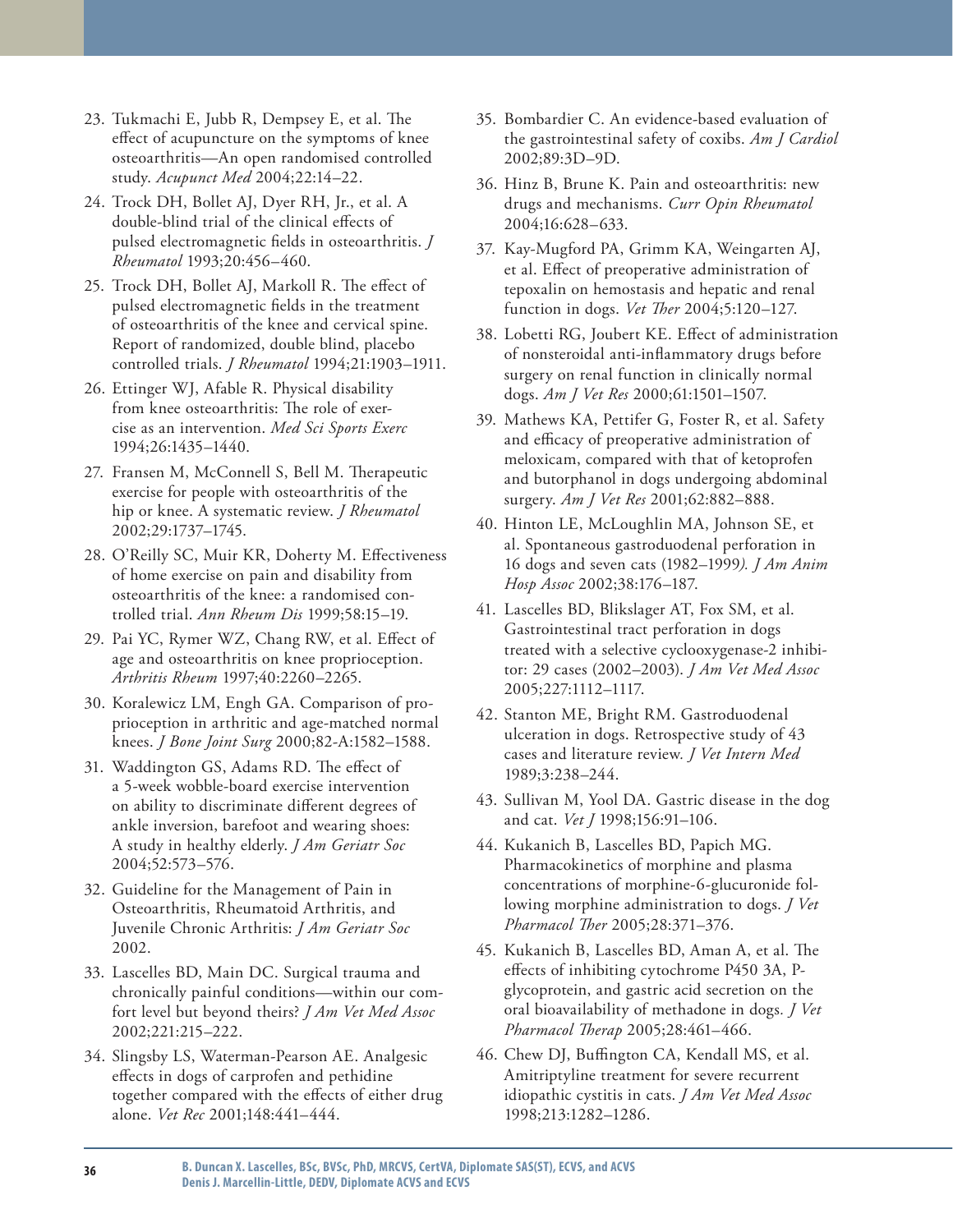23. Tukmachi E, Jubb R, Dempsey E, et al. The effect of acupuncture on the symptoms of knee osteoarthritis—An open randomised controlled study. *Acupunct Med* 2004;22:14–22.
24. Trock DH, Bollet AJ, Dyer RH, Jr., et al. A double-blind trial of the clinical effects of pulsed electromagnetic fields in osteoarthritis. *J Rheumatol* 1993;20:456–460.
25. Trock DH, Bollet AJ, Markoll R. The effect of pulsed electromagnetic fields in the treatment of osteoarthritis of the knee and cervical spine. Report of randomized, double blind, placebo controlled trials. *J Rheumatol* 1994;21:1903–1911.
26. Ettinger WJ, Afable R. Physical disability from knee osteoarthritis: The role of exercise as an intervention. *Med Sci Sports Exerc* 1994;26:1435–1440.
27. Fransen M, McConnell S, Bell M. Therapeutic exercise for people with osteoarthritis of the hip or knee. A systematic review. *J Rheumatol* 2002;29:1737–1745.
28. O'Reilly SC, Muir KR, Doherty M. Effectiveness of home exercise on pain and disability from osteoarthritis of the knee: a randomised controlled trial. *Ann Rheum Dis* 1999;58:15–19.
29. Pai YC, Rymer WZ, Chang RW, et al. Effect of age and osteoarthritis on knee proprioception. *Arthritis Rheum* 1997;40:2260–2265.
30. Koralewicz LM, Engh GA. Comparison of proprioception in arthritic and age-matched normal knees. *J Bone Joint Surg* 2000;82-A:1582–1588.
31. Waddington GS, Adams RD. The effect of a 5-week wobble-board exercise intervention on ability to discriminate different degrees of ankle inversion, barefoot and wearing shoes: A study in healthy elderly. *J Am Geriatr Soc* 2004;52:573–576.
32. Guideline for the Management of Pain in Osteoarthritis, Rheumatoid Arthritis, and Juvenile Chronic Arthritis: *J Am Geriatr Soc* 2002.
33. Lascelles BD, Main DC. Surgical trauma and chronically painful conditions—within our comfort level but beyond theirs? *J Am Vet Med Assoc* 2002;221:215–222.
34. Slingsby LS, Waterman-Pearson AE. Analgesic effects in dogs of carprofen and pethidine together compared with the effects of either drug alone. *Vet Rec* 2001;148:441–444.
35. Bombardier C. An evidence-based evaluation of the gastrointestinal safety of coxibs. *Am J Cardiol* 2002;89:3D–9D.
36. Hinz B, Brune K. Pain and osteoarthritis: new drugs and mechanisms. *Curr Opin Rheumatol* 2004;16:628–633.
37. Kay-Mugford PA, Grimm KA, Weingarten AJ, et al. Effect of preoperative administration of tepoxalin on hemostasis and hepatic and renal function in dogs. *Vet Ther* 2004;5:120–127.
38. Lobetti RG, Joubert KE. Effect of administration of nonsteroidal anti-inflammatory drugs before surgery on renal function in clinically normal dogs. *Am J Vet Res* 2000;61:1501–1507.
39. Mathews KA, Pettifer G, Foster R, et al. Safety and efficacy of preoperative administration of meloxicam, compared with that of ketoprofen and butorphanol in dogs undergoing abdominal surgery. *Am J Vet Res* 2001;62:882–888.
40. Hinton LE, McLoughlin MA, Johnson SE, et al. Spontaneous gastroduodenal perforation in 16 dogs and seven cats (1982–1999*). J Am Anim Hosp Assoc* 2002;38:176–187.
41. Lascelles BD, Blikslager AT, Fox SM, et al. Gastrointestinal tract perforation in dogs treated with a selective cyclooxygenase-2 inhibitor: 29 cases (2002–2003). *J Am Vet Med Assoc* 2005;227:1112–1117.
42. Stanton ME, Bright RM. Gastroduodenal ulceration in dogs. Retrospective study of 43 cases and literature review. *J Vet Intern Med* 1989;3:238–244.
43. Sullivan M, Yool DA. Gastric disease in the dog and cat. *Vet J* 1998;156:91–106.
44. Kukanich B, Lascelles BD, Papich MG. Pharmacokinetics of morphine and plasma concentrations of morphine-6-glucuronide following morphine administration to dogs. *J Vet Pharmacol Ther* 2005;28:371–376.
45. Kukanich B, Lascelles BD, Aman A, et al. The effects of inhibiting cytochrome P450 3A, P-glycoprotein, and gastric acid secretion on the oral bioavailability of methadone in dogs. *J Vet Pharmacol Therap* 2005;28:461–466.
46. Chew DJ, Buffington CA, Kendall MS, et al. Amitriptyline treatment for severe recurrent idiopathic cystitis in cats. *J Am Vet Med Assoc* 1998;213:1282–1286.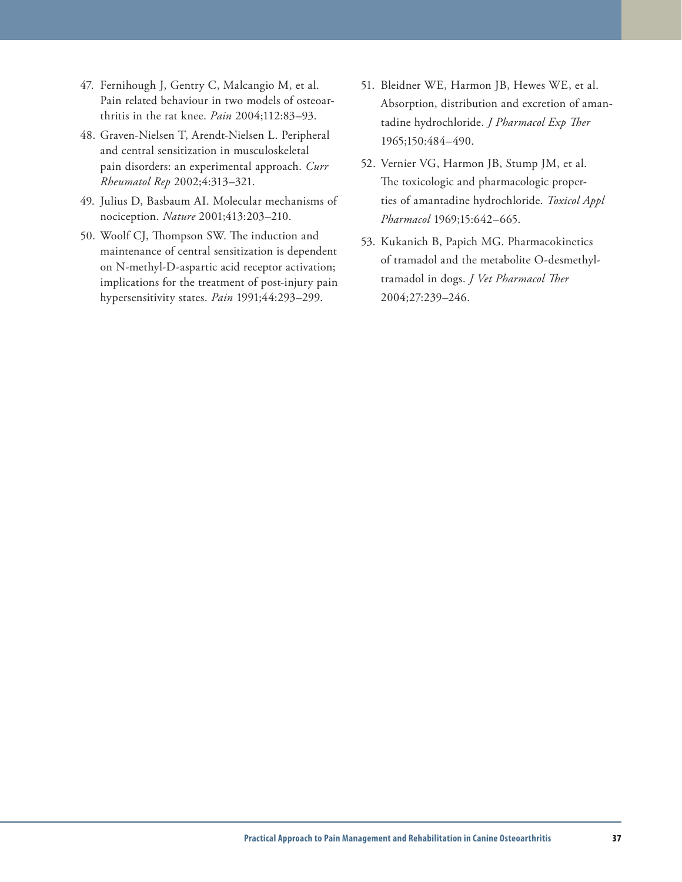47. Fernihough J, Gentry C, Malcangio M, et al. Pain related behaviour in two models of osteoarthritis in the rat knee. *Pain* 2004;112:83–93.
48. Graven-Nielsen T, Arendt-Nielsen L. Peripheral and central sensitization in musculoskeletal pain disorders: an experimental approach. *Curr Rheumatol Rep* 2002;4:313–321.
49. Julius D, Basbaum AI. Molecular mechanisms of nociception. *Nature* 2001;413:203–210.
50. Woolf CJ, Thompson SW. The induction and maintenance of central sensitization is dependent on N-methyl-D-aspartic acid receptor activation; implications for the treatment of post-injury pain hypersensitivity states. *Pain* 1991;44:293–299.
51. Bleidner WE, Harmon JB, Hewes WE, et al. Absorption, distribution and excretion of amantadine hydrochloride. *J Pharmacol Exp Ther* 1965;150:484–490.
52. Vernier VG, Harmon JB, Stump JM, et al. The toxicologic and pharmacologic properties of amantadine hydrochloride. *Toxicol Appl Pharmacol* 1969;15:642–665.
53. Kukanich B, Papich MG. Pharmacokinetics of tramadol and the metabolite O-desmethyltramadol in dogs. *J Vet Pharmacol Ther* 2004;27:239–246.